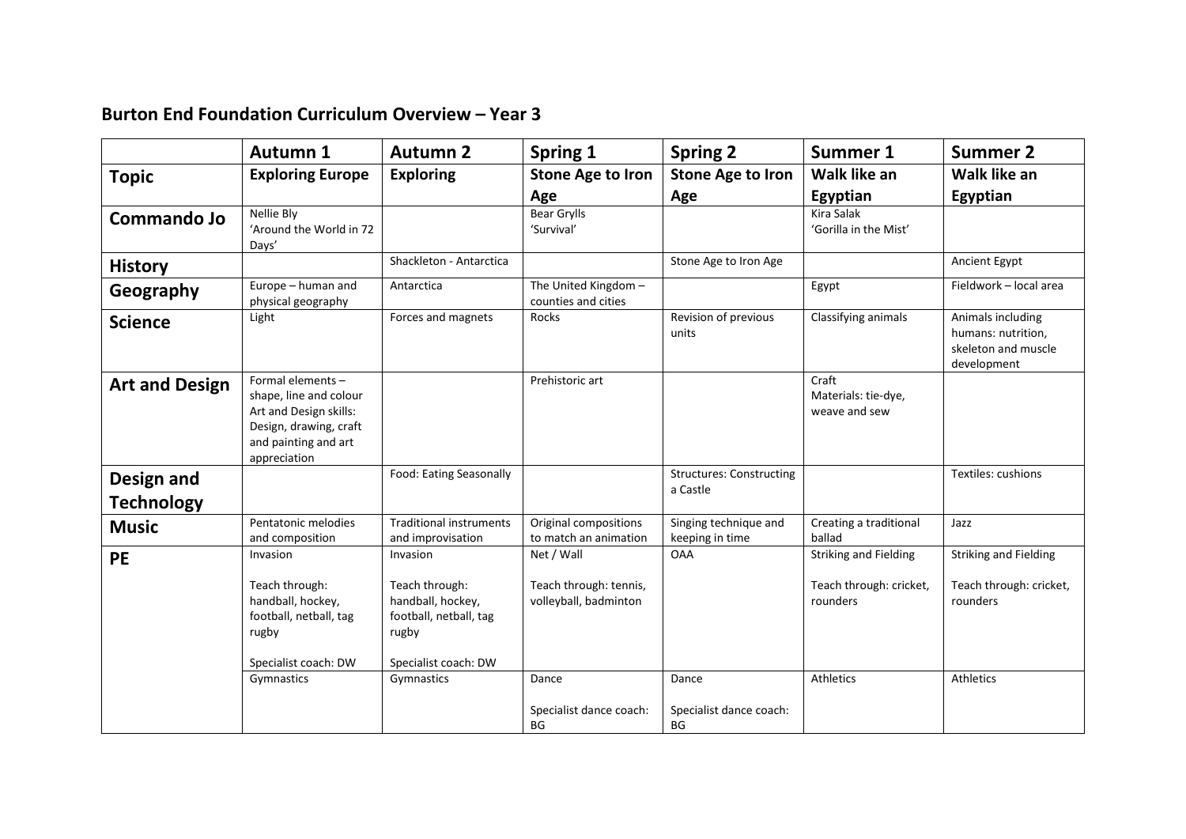## Burton End Foundation Curriculum Overview – Year 3

| | Autumn 1 | Autumn 2 | Spring 1 | Spring 2 | Summer 1 | Summer 2 |
|---|---|---|---|---|---|---|
| **Topic** | **Exploring Europe** | **Exploring** | **Stone Age to Iron Age** | **Stone Age to Iron Age** | **Walk like an Egyptian** | **Walk like an Egyptian** |
| **Commando Jo** | Nellie Bly 'Around the World in 72 Days' | | Bear Grylls 'Survival' | | Kira Salak 'Gorilla in the Mist' | |
| **History** | | Shackleton - Antarctica | | Stone Age to Iron Age | | Ancient Egypt |
| **Geography** | Europe – human and physical geography | Antarctica | The United Kingdom – counties and cities | | Egypt | Fieldwork – local area |
| **Science** | Light | Forces and magnets | Rocks | Revision of previous units | Classifying animals | Animals including humans: nutrition, skeleton and muscle development |
| **Art and Design** | Formal elements – shape, line and colour<br>Art and Design skills: Design, drawing, craft and painting and art appreciation | | Prehistoric art | | Craft<br>Materials: tie-dye, weave and sew | |
| **Design and Technology** | | Food: Eating Seasonally | | Structures: Constructing a Castle | | Textiles: cushions |
| **Music** | Pentatonic melodies and composition | Traditional instruments and improvisation | Original compositions to match an animation | Singing technique and keeping in time | Creating a traditional ballad | Jazz |
| **PE** | Invasion<br><br>Teach through: handball, hockey, football, netball, tag rugby<br><br>Specialist coach: DW | Invasion<br><br>Teach through: handball, hockey, football, netball, tag rugby<br><br>Specialist coach: DW | Net / Wall<br><br>Teach through: tennis, volleyball, badminton | OAA | Striking and Fielding<br><br>Teach through: cricket, rounders | Striking and Fielding<br><br>Teach through: cricket, rounders |
| | Gymnastics | Gymnastics | Dance<br><br>Specialist dance coach: BG | Dance<br><br>Specialist dance coach: BG | Athletics | Athletics |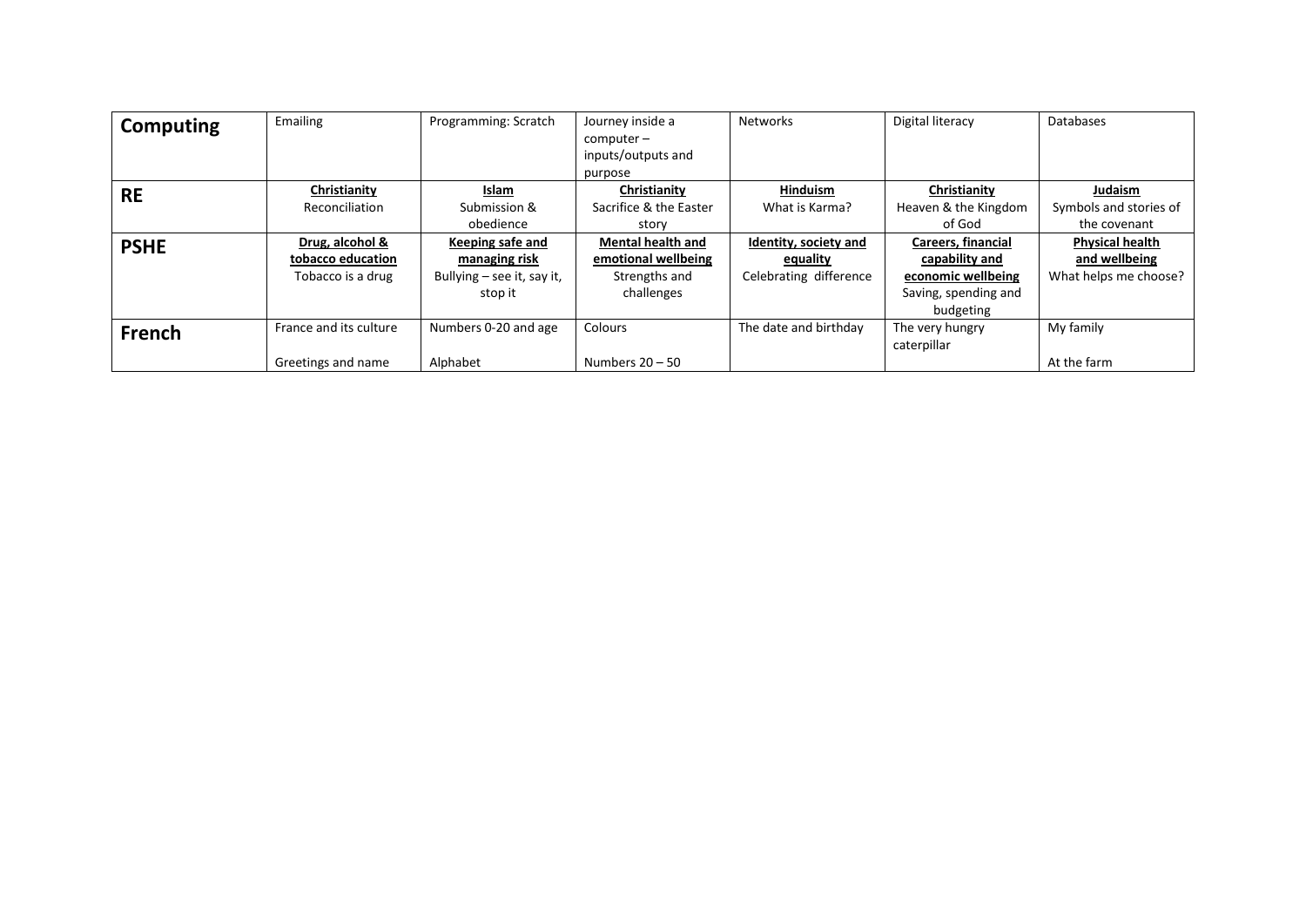| | | | | | | |
|---|---|---|---|---|---|---|
| **Computing** | Emailing | Programming: Scratch | Journey inside a computer – inputs/outputs and purpose | Networks | Digital literacy | Databases |
| **RE** | **Christianity** Reconciliation | **Islam** Submission & obedience | **Christianity** Sacrifice & the Easter story | **Hinduism** What is Karma? | **Christianity** Heaven & the Kingdom of God | **Judaism** Symbols and stories of the covenant |
| **PSHE** | **Drug, alcohol & tobacco education** Tobacco is a drug | **Keeping safe and managing risk** Bullying – see it, say it, stop it | **Mental health and emotional wellbeing** Strengths and challenges | **Identity, society and equality** Celebrating difference | **Careers, financial capability and economic wellbeing** Saving, spending and budgeting | **Physical health and wellbeing** What helps me choose? |
| **French** | France and its culture<br><br>Greetings and name | Numbers 0-20 and age<br><br>Alphabet | Colours<br><br>Numbers 20 – 50 | The date and birthday | The very hungry caterpillar | My family<br><br>At the farm |